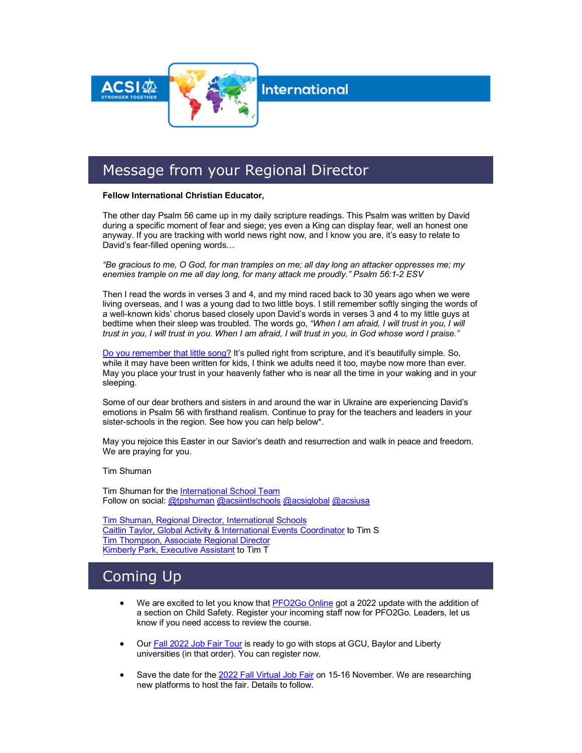ACSI STRONGER TOGETHER International

## Message from your Regional Director

**Fellow International Christian Educator,**

The other day Psalm 56 came up in my daily scripture readings. This Psalm was written by David during a specific moment of fear and siege; yes even a King can display fear, well an honest one anyway. If you are tracking with world news right now, and I know you are, it's easy to relate to David's fear-filled opening words…

*"Be gracious to me, O God, for man tramples on me; all day long an attacker oppresses me; my enemies trample on me all day long, for many attack me proudly." Psalm 56:1-2 ESV*

Then I read the words in verses 3 and 4, and my mind raced back to 30 years ago when we were living overseas, and I was a young dad to two little boys. I still remember softly singing the words of a well-known kids' chorus based closely upon David's words in verses 3 and 4 to my little guys at bedtime when their sleep was troubled. The words go, *"When I am afraid, I will trust in you, I will trust in you, I will trust in you. When I am afraid, I will trust in you, in God whose word I praise."*

Do you remember that little song? It's pulled right from scripture, and it's beautifully simple. So, while it may have been written for kids, I think we adults need it too, maybe now more than ever. May you place your trust in your heavenly father who is near all the time in your waking and in your sleeping.

Some of our dear brothers and sisters in and around the war in Ukraine are experiencing David's emotions in Psalm 56 with firsthand realism. Continue to pray for the teachers and leaders in your sister-schools in the region. See how you can help below*.

May you rejoice this Easter in our Savior's death and resurrection and walk in peace and freedom. We are praying for you.

Tim Shuman

Tim Shuman for the International School Team
Follow on social: @tpshuman @acsiintlschools @acsiglobal @acsiusa

Tim Shuman, Regional Director, International Schools
Caitlin Taylor, Global Activity & International Events Coordinator to Tim S
Tim Thompson, Associate Regional Director
Kimberly Park, Executive Assistant to Tim T

## Coming Up

- We are excited to let you know that PFO2Go Online got a 2022 update with the addition of a section on Child Safety. Register your incoming staff now for PFO2Go. Leaders, let us know if you need access to review the course.
- Our Fall 2022 Job Fair Tour is ready to go with stops at GCU, Baylor and Liberty universities (in that order). You can register now.
- Save the date for the 2022 Fall Virtual Job Fair on 15-16 November. We are researching new platforms to host the fair. Details to follow.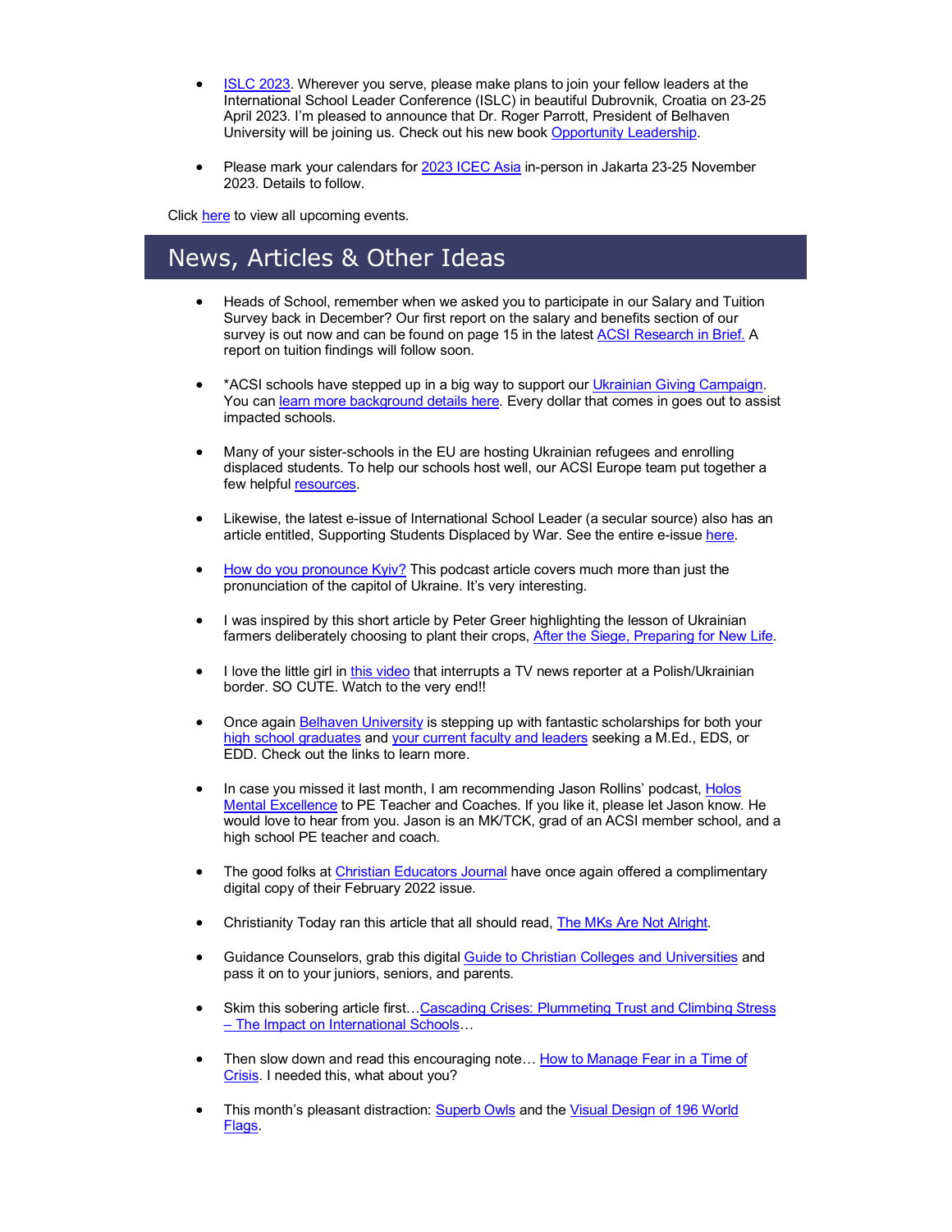- ISLC 2023. Wherever you serve, please make plans to join your fellow leaders at the International School Leader Conference (ISLC) in beautiful Dubrovnik, Croatia on 23-25 April 2023. I'm pleased to announce that Dr. Roger Parrott, President of Belhaven University will be joining us. Check out his new book Opportunity Leadership.

- Please mark your calendars for 2023 ICEC Asia in-person in Jakarta 23-25 November 2023. Details to follow.

Click here to view all upcoming events.

## News, Articles & Other Ideas

- Heads of School, remember when we asked you to participate in our Salary and Tuition Survey back in December? Our first report on the salary and benefits section of our survey is out now and can be found on page 15 in the latest ACSI Research in Brief. A report on tuition findings will follow soon.

- *ACSI schools have stepped up in a big way to support our Ukrainian Giving Campaign. You can learn more background details here. Every dollar that comes in goes out to assist impacted schools.

- Many of your sister-schools in the EU are hosting Ukrainian refugees and enrolling displaced students. To help our schools host well, our ACSI Europe team put together a few helpful resources.

- Likewise, the latest e-issue of International School Leader (a secular source) also has an article entitled, Supporting Students Displaced by War. See the entire e-issue here.

- How do you pronounce Kyiv? This podcast article covers much more than just the pronunciation of the capitol of Ukraine. It's very interesting.

- I was inspired by this short article by Peter Greer highlighting the lesson of Ukrainian farmers deliberately choosing to plant their crops, After the Siege, Preparing for New Life.

- I love the little girl in this video that interrupts a TV news reporter at a Polish/Ukrainian border. SO CUTE. Watch to the very end!!

- Once again Belhaven University is stepping up with fantastic scholarships for both your high school graduates and your current faculty and leaders seeking a M.Ed., EDS, or EDD. Check out the links to learn more.

- In case you missed it last month, I am recommending Jason Rollins' podcast, Holos Mental Excellence to PE Teacher and Coaches. If you like it, please let Jason know. He would love to hear from you. Jason is an MK/TCK, grad of an ACSI member school, and a high school PE teacher and coach.

- The good folks at Christian Educators Journal have once again offered a complimentary digital copy of their February 2022 issue.

- Christianity Today ran this article that all should read, The MKs Are Not Alright.

- Guidance Counselors, grab this digital Guide to Christian Colleges and Universities and pass it on to your juniors, seniors, and parents.

- Skim this sobering article first…Cascading Crises: Plummeting Trust and Climbing Stress – The Impact on International Schools…

- Then slow down and read this encouraging note… How to Manage Fear in a Time of Crisis. I needed this, what about you?

- This month's pleasant distraction: Superb Owls and the Visual Design of 196 World Flags.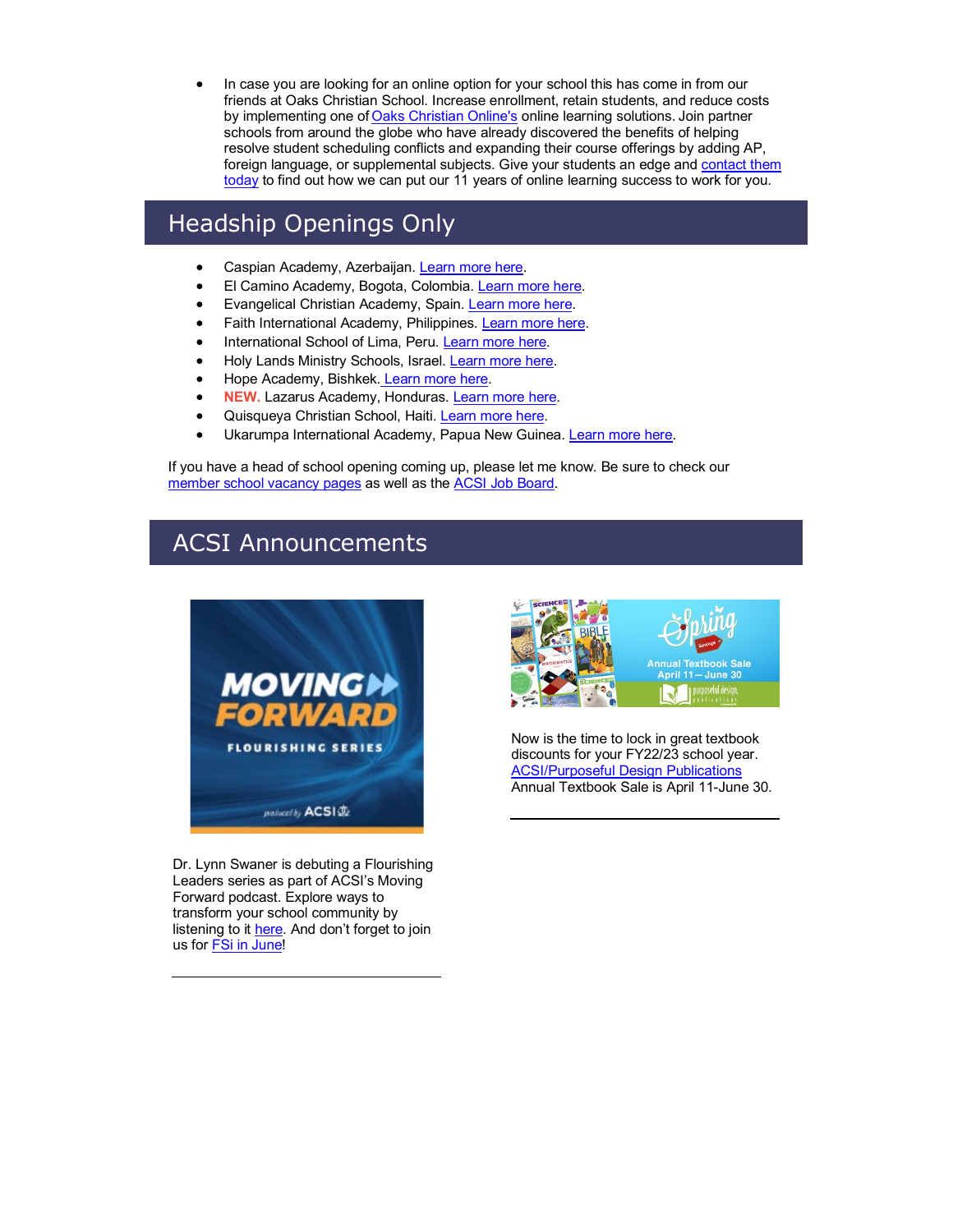- In case you are looking for an online option for your school this has come in from our friends at Oaks Christian School. Increase enrollment, retain students, and reduce costs by implementing one of Oaks Christian Online's online learning solutions. Join partner schools from around the globe who have already discovered the benefits of helping resolve student scheduling conflicts and expanding their course offerings by adding AP, foreign language, or supplemental subjects. Give your students an edge and contact them today to find out how we can put our 11 years of online learning success to work for you.

## Headship Openings Only

- Caspian Academy, Azerbaijan. Learn more here.
- El Camino Academy, Bogota, Colombia. Learn more here.
- Evangelical Christian Academy, Spain. Learn more here.
- Faith International Academy, Philippines. Learn more here.
- International School of Lima, Peru. Learn more here.
- Holy Lands Ministry Schools, Israel. Learn more here.
- Hope Academy, Bishkek. Learn more here.
- **NEW.** Lazarus Academy, Honduras. Learn more here.
- Quisqueya Christian School, Haiti. Learn more here.
- Ukarumpa International Academy, Papua New Guinea. Learn more here.

If you have a head of school opening coming up, please let me know. Be sure to check our member school vacancy pages as well as the ACSI Job Board.

## ACSI Announcements

Dr. Lynn Swaner is debuting a Flourishing Leaders series as part of ACSI's Moving Forward podcast. Explore ways to transform your school community by listening to it here. And don't forget to join us for FSi in June!

Now is the time to lock in great textbook discounts for your FY22/23 school year. ACSI/Purposeful Design Publications Annual Textbook Sale is April 11-June 30.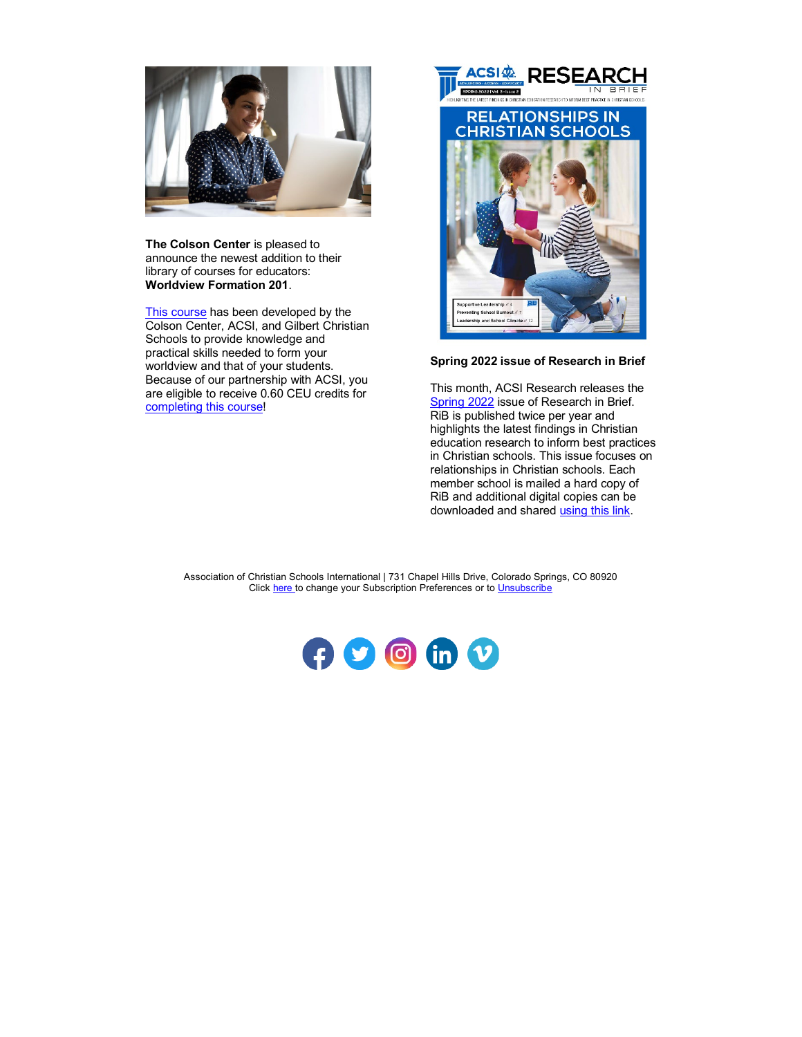**The Colson Center** is pleased to announce the newest addition to their library of courses for educators: **Worldview Formation 201**.

This course has been developed by the Colson Center, ACSI, and Gilbert Christian Schools to provide knowledge and practical skills needed to form your worldview and that of your students. Because of our partnership with ACSI, you are eligible to receive 0.60 CEU credits for completing this course!

**Spring 2022 issue of Research in Brief**

This month, ACSI Research releases the Spring 2022 issue of Research in Brief. RiB is published twice per year and highlights the latest findings in Christian education research to inform best practices in Christian schools. This issue focuses on relationships in Christian schools. Each member school is mailed a hard copy of RiB and additional digital copies can be downloaded and shared using this link.

Association of Christian Schools International | 731 Chapel Hills Drive, Colorado Springs, CO 80920
Click here to change your Subscription Preferences or to Unsubscribe